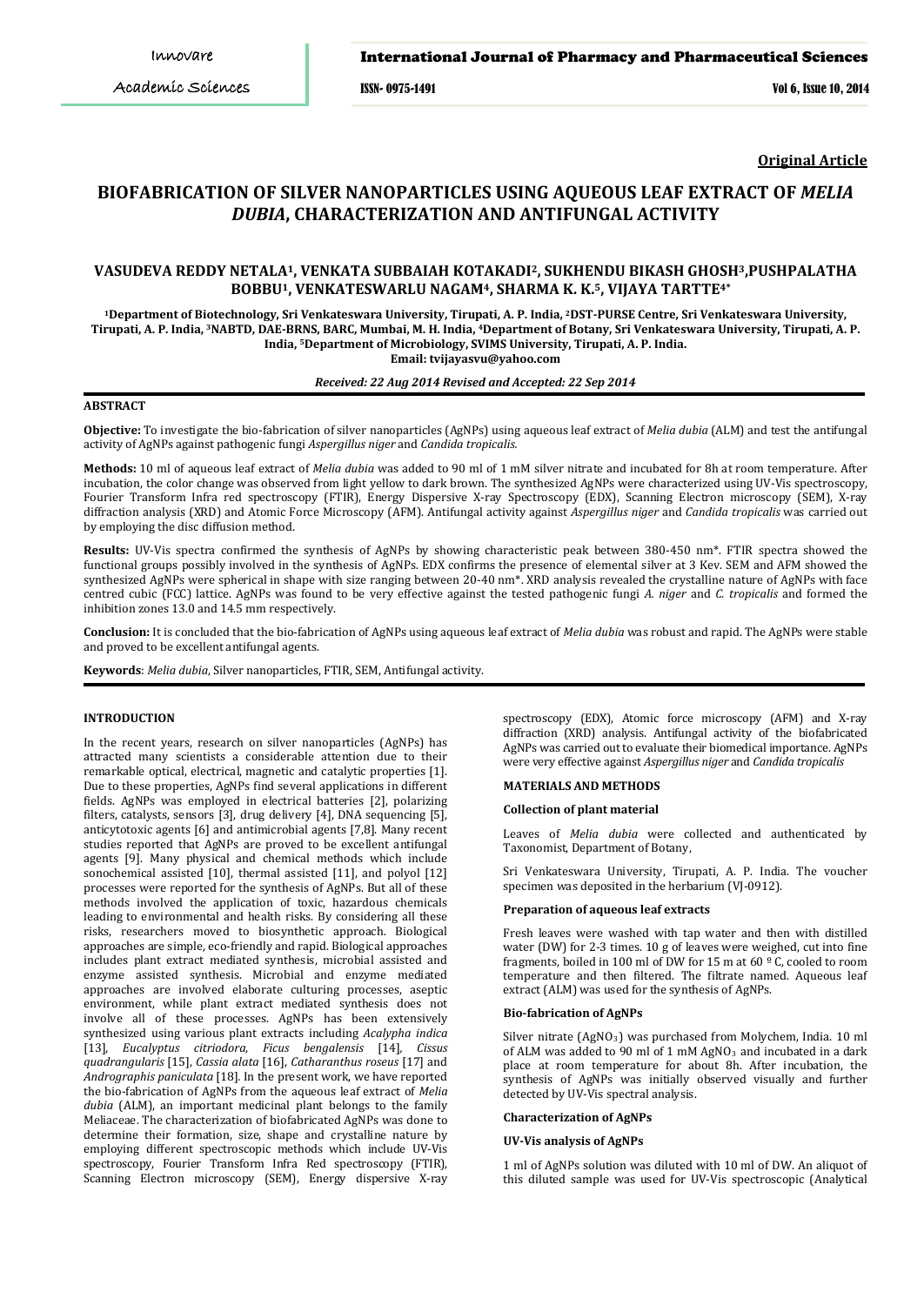**Original Article**

# BIOFABRICATION OF SILVER NANOPARTICLES USING AQUEOUS LEAF EXTRACT OF *MELIA DUBIA*, CHARACTERIZATION AND ANTIFUNGAL ACTIVITY

**VASUDEVA REDDY NETALA[1], VENKATA SUBBAIAH KOTAKADI[2], SUKHENDU BIKASH GHOSH[3], PUSHPALATHA BOBBU[1], VENKATESWARLU NAGAM[4], SHARMA K. K.[5], VIJAYA TARTTE[4*]**

[1]Department of Biotechnology, Sri Venkateswara University, Tirupati, A. P. India, [2]DST-PURSE Centre, Sri Venkateswara University, Tirupati, A. P. India, [3]NABTD, DAE-BRNS, BARC, Mumbai, M. H. India, [4]Department of Botany, Sri Venkateswara University, Tirupati, A. P. India, [5]Department of Microbiology, SVIMS University, Tirupati, A. P. India.
Email: tvijayasvu@yahoo.com

*Received: 22 Aug 2014 Revised and Accepted: 22 Sep 2014*

## ABSTRACT

**Objective:** To investigate the bio-fabrication of silver nanoparticles (AgNPs) using aqueous leaf extract of *Melia dubia* (ALM) and test the antifungal activity of AgNPs against pathogenic fungi *Aspergillus niger* and *Candida tropicalis*.

**Methods:** 10 ml of aqueous leaf extract of *Melia dubia* was added to 90 ml of 1 mM silver nitrate and incubated for 8h at room temperature. After incubation, the color change was observed from light yellow to dark brown. The synthesized AgNPs were characterized using UV-Vis spectroscopy, Fourier Transform Infra red spectroscopy (FTIR), Energy Dispersive X-ray Spectroscopy (EDX), Scanning Electron microscopy (SEM), X-ray diffraction analysis (XRD) and Atomic Force Microscopy (AFM). Antifungal activity against *Aspergillus niger* and *Candida tropicalis* was carried out by employing the disc diffusion method.

**Results:** UV-Vis spectra confirmed the synthesis of AgNPs by showing characteristic peak between 380-450 nm*. FTIR spectra showed the functional groups possibly involved in the synthesis of AgNPs. EDX confirms the presence of elemental silver at 3 Kev. SEM and AFM showed the synthesized AgNPs were spherical in shape with size ranging between 20-40 nm*. XRD analysis revealed the crystalline nature of AgNPs with face centred cubic (FCC) lattice. AgNPs was found to be very effective against the tested pathogenic fungi *A. niger* and *C. tropicalis* and formed the inhibition zones 13.0 and 14.5 mm respectively.

**Conclusion:** It is concluded that the bio-fabrication of AgNPs using aqueous leaf extract of *Melia dubia* was robust and rapid. The AgNPs were stable and proved to be excellent antifungal agents.

**Keywords**: *Melia dubia*, Silver nanoparticles, FTIR, SEM, Antifungal activity.

## INTRODUCTION

In the recent years, research on silver nanoparticles (AgNPs) has attracted many scientists a considerable attention due to their remarkable optical, electrical, magnetic and catalytic properties [1]. Due to these properties, AgNPs find several applications in different fields. AgNPs was employed in electrical batteries [2], polarizing filters, catalysts, sensors [3], drug delivery [4], DNA sequencing [5], anticytotoxic agents [6] and antimicrobial agents [7,8]. Many recent studies reported that AgNPs are proved to be excellent antifungal agents [9]. Many physical and chemical methods which include sonochemical assisted [10], thermal assisted [11], and polyol [12] processes were reported for the synthesis of AgNPs. But all of these methods involved the application of toxic, hazardous chemicals leading to environmental and health risks. By considering all these risks, researchers moved to biosynthetic approach. Biological approaches are simple, eco-friendly and rapid. Biological approaches includes plant extract mediated synthesis, microbial assisted and enzyme assisted synthesis. Microbial and enzyme mediated approaches are involved elaborate culturing processes, aseptic environment, while plant extract mediated synthesis does not involve all of these processes. AgNPs has been extensively synthesized using various plant extracts including *Acalypha indica* [13], *Eucalyptus citriodora*, *Ficus bengalensis* [14], *Cissus quadrangularis* [15], *Cassia alata* [16], *Catharanthus roseus* [17] and *Andrographis paniculata* [18]. In the present work, we have reported the bio-fabrication of AgNPs from the aqueous leaf extract of *Melia dubia* (ALM), an important medicinal plant belongs to the family Meliaceae. The characterization of biofabricated AgNPs was done to determine their formation, size, shape and crystalline nature by employing different spectroscopic methods which include UV-Vis spectroscopy, Fourier Transform Infra Red spectroscopy (FTIR), Scanning Electron microscopy (SEM), Energy dispersive X-ray spectroscopy (EDX), Atomic force microscopy (AFM) and X-ray diffraction (XRD) analysis. Antifungal activity of the biofabricated AgNPs was carried out to evaluate their biomedical importance. AgNPs were very effective against *Aspergillus niger* and *Candida tropicalis*

## MATERIALS AND METHODS

### Collection of plant material

Leaves of *Melia dubia* were collected and authenticated by Taxonomist, Department of Botany,

Sri Venkateswara University, Tirupati, A. P. India. The voucher specimen was deposited in the herbarium (VJ-0912).

### Preparation of aqueous leaf extracts

Fresh leaves were washed with tap water and then with distilled water (DW) for 2-3 times. 10 g of leaves were weighed, cut into fine fragments, boiled in 100 ml of DW for 15 m at 60 º C, cooled to room temperature and then filtered. The filtrate named. Aqueous leaf extract (ALM) was used for the synthesis of AgNPs.

### Bio-fabrication of AgNPs

Silver nitrate ($AgNO_3$) was purchased from Molychem, India. 10 ml of ALM was added to 90 ml of 1 mM $AgNO_3$ and incubated in a dark place at room temperature for about 8h. After incubation, the synthesis of AgNPs was initially observed visually and further detected by UV-Vis spectral analysis.

### Characterization of AgNPs

### UV-Vis analysis of AgNPs

1 ml of AgNPs solution was diluted with 10 ml of DW. An aliquot of this diluted sample was used for UV-Vis spectroscopic (Analytical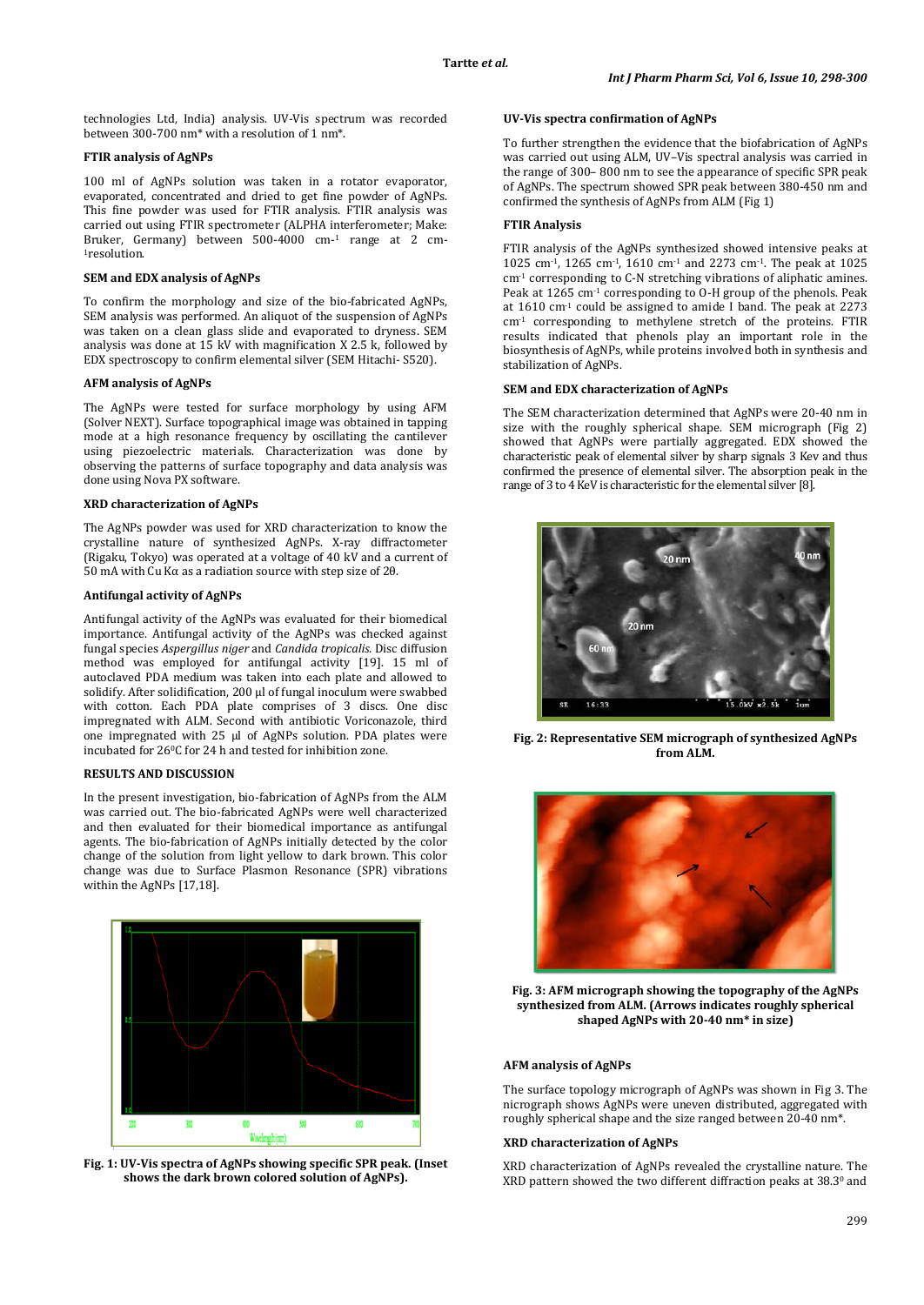technologies Ltd, India) analysis. UV-Vis spectrum was recorded between 300-700 nm* with a resolution of 1 nm*.

**FTIR analysis of AgNPs**

100 ml of AgNPs solution was taken in a rotator evaporator, evaporated, concentrated and dried to get fine powder of AgNPs. This fine powder was used for FTIR analysis. FTIR analysis was carried out using FTIR spectrometer (ALPHA interferometer; Make: Bruker, Germany) between 500-4000 $cm^{-1}$ range at 2 $cm^{-1}$resolution.

**SEM and EDX analysis of AgNPs**

To confirm the morphology and size of the bio-fabricated AgNPs, SEM analysis was performed. An aliquot of the suspension of AgNPs was taken on a clean glass slide and evaporated to dryness. SEM analysis was done at 15 kV with magnification X 2.5 k, followed by EDX spectroscopy to confirm elemental silver (SEM Hitachi- S520).

**AFM analysis of AgNPs**

The AgNPs were tested for surface morphology by using AFM (Solver NEXT). Surface topographical image was obtained in tapping mode at a high resonance frequency by oscillating the cantilever using piezoelectric materials. Characterization was done by observing the patterns of surface topography and data analysis was done using Nova PX software.

**XRD characterization of AgNPs**

The AgNPs powder was used for XRD characterization to know the crystalline nature of synthesized AgNPs. X-ray diffractometer (Rigaku, Tokyo) was operated at a voltage of 40 kV and a current of 50 mA with Cu Kα as a radiation source with step size of 2θ.

**Antifungal activity of AgNPs**

Antifungal activity of the AgNPs was evaluated for their biomedical importance. Antifungal activity of the AgNPs was checked against fungal species *Aspergillus niger* and *Candida tropicalis.* Disc diffusion method was employed for antifungal activity [19]. 15 ml of autoclaved PDA medium was taken into each plate and allowed to solidify. After solidification, 200 µl of fungal inoculum were swabbed with cotton. Each PDA plate comprises of 3 discs. One disc impregnated with ALM. Second with antibiotic Voriconazole, third one impregnated with 25 µl of AgNPs solution. PDA plates were incubated for 26°C for 24 h and tested for inhibition zone.

## RESULTS AND DISCUSSION

In the present investigation, bio-fabrication of AgNPs from the ALM was carried out. The bio-fabricated AgNPs were well characterized and then evaluated for their biomedical importance as antifungal agents. The bio-fabrication of AgNPs initially detected by the color change of the solution from light yellow to dark brown. This color change was due to Surface Plasmon Resonance (SPR) vibrations within the AgNPs [17,18].

**Fig. 1: UV-Vis spectra of AgNPs showing specific SPR peak. (Inset shows the dark brown colored solution of AgNPs).**

**UV-Vis spectra confirmation of AgNPs**

To further strengthen the evidence that the biofabrication of AgNPs was carried out using ALM, UV–Vis spectral analysis was carried in the range of 300– 800 nm to see the appearance of specific SPR peak of AgNPs. The spectrum showed SPR peak between 380-450 nm and confirmed the synthesis of AgNPs from ALM (Fig 1)

**FTIR Analysis**

FTIR analysis of the AgNPs synthesized showed intensive peaks at 1025 $cm^{-1}$, 1265 $cm^{-1}$, 1610 $cm^{-1}$ and 2273 $cm^{-1}$. The peak at 1025 $cm^{-1}$ corresponding to C-N stretching vibrations of aliphatic amines. Peak at 1265 $cm^{-1}$ corresponding to O-H group of the phenols. Peak at 1610 $cm^{-1}$ could be assigned to amide I band. The peak at 2273 $cm^{-1}$ corresponding to methylene stretch of the proteins. FTIR results indicated that phenols play an important role in the biosynthesis of AgNPs, while proteins involved both in synthesis and stabilization of AgNPs.

**SEM and EDX characterization of AgNPs**

The SEM characterization determined that AgNPs were 20-40 nm in size with the roughly spherical shape. SEM micrograph (Fig 2) showed that AgNPs were partially aggregated. EDX showed the characteristic peak of elemental silver by sharp signals 3 Kev and thus confirmed the presence of elemental silver. The absorption peak in the range of 3 to 4 KeV is characteristic for the elemental silver [8].

**Fig. 2: Representative SEM micrograph of synthesized AgNPs from ALM.**

**Fig. 3: AFM micrograph showing the topography of the AgNPs synthesized from ALM. (Arrows indicates roughly spherical shaped AgNPs with 20-40 nm* in size)**

**AFM analysis of AgNPs**

The surface topology micrograph of AgNPs was shown in Fig 3. The nicrograph shows AgNPs were uneven distributed, aggregated with roughly spherical shape and the size ranged between 20-40 nm*.

**XRD characterization of AgNPs**

XRD characterization of AgNPs revealed the crystalline nature. The XRD pattern showed the two different diffraction peaks at 38.3° and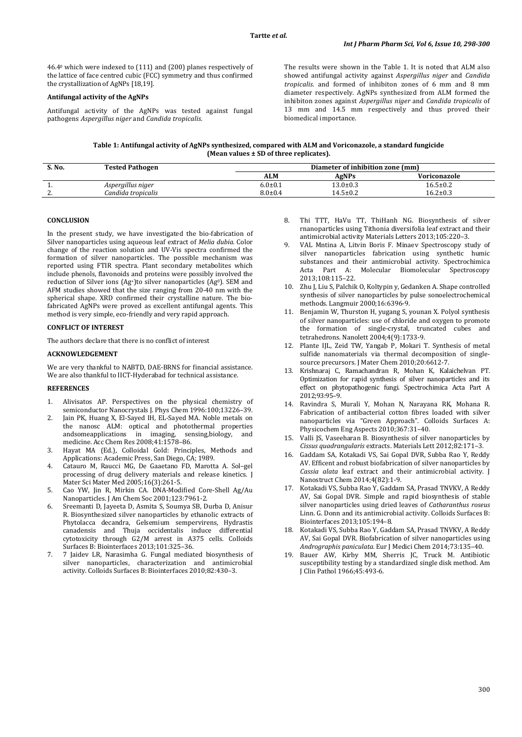46.4$^{0}$ which were indexed to (111) and (200) planes respectively of the lattice of face centred cubic (FCC) symmetry and thus confirmed the crystallization of AgNPs [18,19].

### Antifungal activity of the AgNPs

Antifungal activity of the AgNPs was tested against fungal pathogens *Aspergillus niger* and *Candida tropicalis*.

The results were shown in the Table 1. It is noted that ALM also showed antifungal activity against *Aspergillus niger* and *Candida tropicalis.* and formed of inhibiton zones of 6 mm and 8 mm diameter respectively. AgNPs synthesized from ALM formed the inhibiton zones against *Aspergillus niger* and *Candida tropicalis* of 13 mm and 14.5 mm respectively and thus proved their biomedical importance.

**Table 1: Antifungal activity of AgNPs synthesized, compared with ALM and Voriconazole, a standard fungicide (Mean values ± SD of three replicates).**

| S. No. | Tested Pathogen | Diameter of inhibition zone (mm) | | |
|---|---|---|---|---|
| | | ALM | AgNPs | Voriconazole |
| 1. | *Aspergillus niger* | 6.0±0.1 | 13.0±0.3 | 16.5±0.2 |
| 2. | *Candida tropicalis* | 8.0±0.4 | 14.5±0.2 | 16.2±0.3 |

## CONCLUSION

In the present study, we have investigated the bio-fabrication of Silver nanoparticles using aqueous leaf extract of *Melia dubia*. Color change of the reaction solution and UV-Vis spectra confirmed the formation of silver nanoparticles. The possible mechanism was reported using FTIR spectra. Plant secondary metabolites which include phenols, flavonoids and proteins were possibly involved the reduction of Silver ions ($Ag^{+}$)to silver nanoparticles ($Ag^{0}$). SEM and AFM studies showed that the size ranging from 20-40 nm with the spherical shape. XRD confirmed their crystalline nature. The bio-fabricated AgNPs were proved as excellent antifungal agents. This method is very simple, eco-friendly and very rapid approach.

## CONFLICT OF INTEREST

The authors declare that there is no conflict of interest

## ACKNOWLEDGEMENT

We are very thankful to NABTD, DAE-BRNS for financial assistance. We are also thankful to IICT-Hyderabad for technical assistance.

## REFERENCES

1. Alivisatos AP. Perspectives on the physical chemistry of semiconductor Nanocrystals J. Phys Chem 1996:100;13226–39.
2. Jain PK, Huang X, El-Sayed IH, EL-Sayed MA. Noble metals on the nanosc ALM: optical and photothermal properties andsomeapplications in imaging, sensing,biology, and medicine. Acc Chem Res 2008;41:1578–86.
3. Hayat MA (Ed.), Colloidal Gold: Principles, Methods and Applications: Academic Press, San Diego, CA; 1989.
4. Catauro M, Raucci MG, De Gaaetano FD, Marotta A. Sol–gel processing of drug delivery materials and release kinetics. J Mater Sci Mater Med 2005;16(3):261-5.
5. Cao YW, Jin R, Mirkin CA. DNA-Modified Core-Shell Ag/Au Nanoparticles. J Am Chem Soc 2001;123:7961-2.
6. Sreemanti D, Jayeeta D, Asmita S, Soumya SB, Durba D, Anisur R. Biosynthesized silver nanoparticles by ethanolic extracts of Phytolacca decandra, Gelsemium sempervirens, Hydrastis canadensis and Thuja occidentalis induce differential cytotoxicity through G2/M arrest in A375 cells. Colloids Surfaces B: Biointerfaces 2013;101:325–36.
7. 7 Jaidev LR, Narasimha G. Fungal mediated biosynthesis of silver nanoparticles, characterization and antimicrobial activity. Colloids Surfaces B: Biointerfaces 2010;82:430–3.
8. Thi TTT, HaVu TT, ThiHanh NG. Biosynthesis of silver rnanoparticles using Tithonia diversifolia leaf extract and their antimicrobial activity Materials Letters 2013;105:220–3.
9. VAL Mntina A, Litvin Boris F. Minaev Spectroscopy study of silver nanoparticles fabrication using synthetic humic substances and their antimicrobial activity. Spectrochimica Acta Part A: Molecular Biomolecular Spectroscopy 2013;108:115–22.
10. Zhu J, Liu S, Palchik O, Koltypin y, Gedanken A. Shape controlled synthesis of silver nanoparticles by pulse sonoelectrochemical methods. Langmuir 2000;16:6396-9.
11. Benjamin W, Thurston H, yugang S, younan X. Polyol synthesis of silver nanoparticles: use of chloride and oxygen to promote the formation of single-crystal, truncated cubes and tetrahedrons. Nanolett 2004;4(9):1733-9.
12. Plante IJL, Zeid TW, Yangab P, Mokari T. Synthesis of metal sulfide nanomaterials via thermal decomposition of single-source precursors. J Mater Chem 2010;20:6612-7.
13. Krishnaraj C, Ramachandran R, Mohan K, Kalaichelvan PT. Optimization for rapid synthesis of silver nanoparticles and its effect on phytopathogenic fungi. Spectrochimica Acta Part A 2012;93:95–9.
14. Ravindra S, Murali Y, Mohan N, Narayana RK, Mohana R. Fabrication of antibacterial cotton fibres loaded with silver nanoparticles via "Green Approach". Colloids Surfaces A: Physicochem Eng Aspects 2010;367:31–40.
15. Valli JS, Vaseeharan B. Biosynthesis of silver nanoparticles by *Cissus quadrangularis* extracts. Materials Lett 2012;82:171–3.
16. Gaddam SA, Kotakadi VS, Sai Gopal DVR, Subba Rao Y, Reddy AV. Efficent and robust biofabrication of silver nanoparticles by *Cassia alata* leaf extract and their antimicrobial activity. J Nanostruct Chem 2014;4(82):1-9.
17. Kotakadi VS, Subba Rao Y, Gaddam SA, Prasad TNVKV, A Reddy AV, Sai Gopal DVR. Simple and rapid biosynthesis of stable silver nanoparticles using dried leaves of *Catharanthus roseus* Linn. G. Donn and its antimicrobial activity. Colloids Surfaces B: Biointerfaces 2013;105:194–8.
18. Kotakadi VS, Subba Rao Y, Gaddam SA, Prasad TNVKV, A Reddy AV, Sai Gopal DVR. Biofabrication of silver nanoparticles using *Andrographis paniculata*. Eur J Medici Chem 2014;73:135–40.
19. Bauer AW, Kirby MM, Sherris JC, Truck M. Antibiotic susceptibility testing by a standardized single disk method. Am J Clin Pathol 1966;45:493-6.